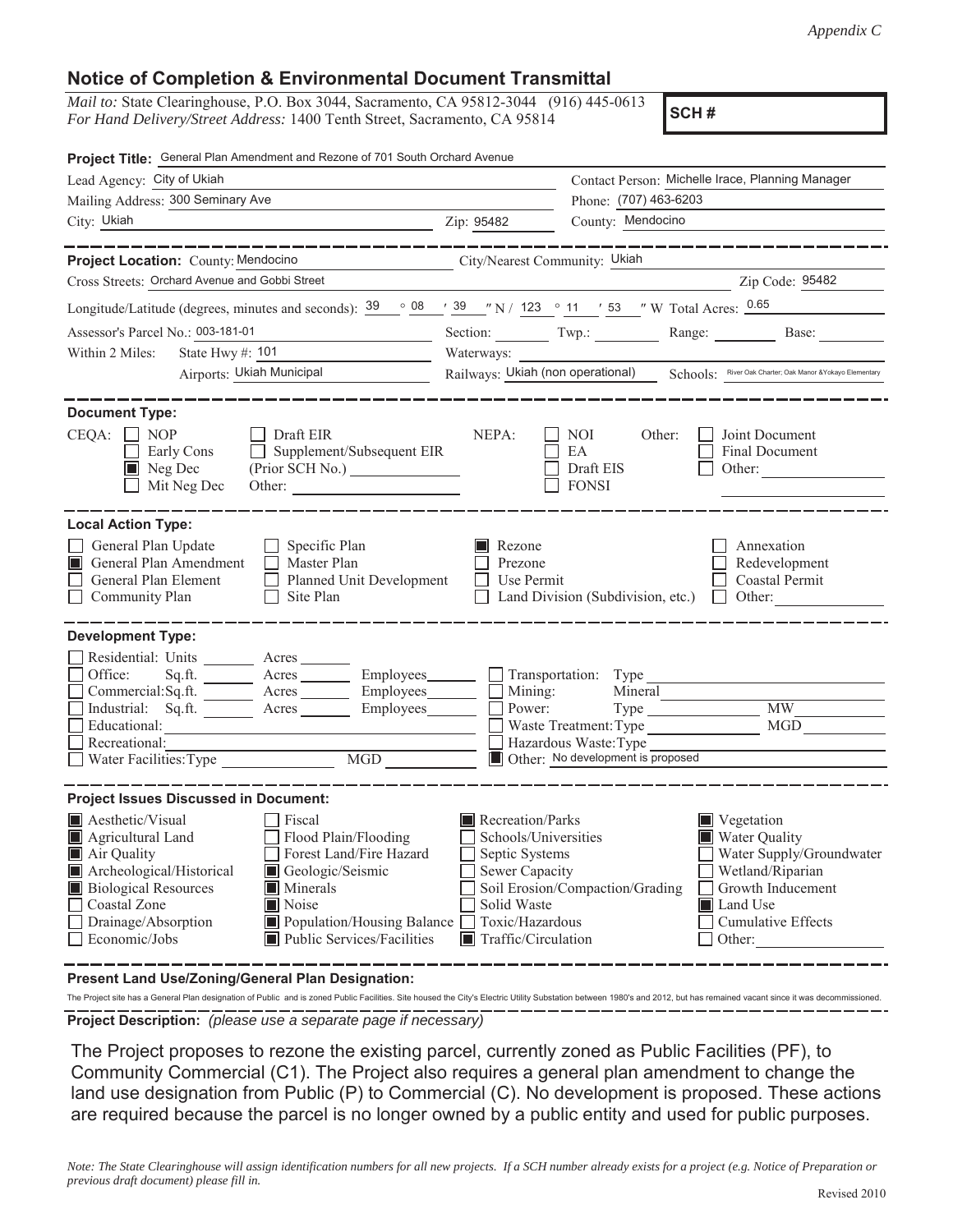*Appendix C*

# Notice of Completion & Environmental Document Transmittal

*Mail to:* State Clearinghouse, P.O. Box 3044, Sacramento, CA 95812-3044 (916) 445-0613
*For Hand Delivery/Street Address:* 1400 Tenth Street, Sacramento, CA 95814

**SCH #**

**Project Title:** General Plan Amendment and Rezone of 701 South Orchard Avenue

Lead Agency: City of Ukiah
Contact Person: Michelle Irace, Planning Manager
Mailing Address: 300 Seminary Ave
Phone: (707) 463-6203
City: Ukiah
Zip: 95482
County: Mendocino

---

**Project Location:** County: Mendocino
City/Nearest Community: Ukiah
Cross Streets: Orchard Avenue and Gobbi Street
Zip Code: 95482

Longitude/Latitude (degrees, minutes and seconds): 39 ° 08 ′ 39 ″ N / 123 ° 11 ′ 53 ″ W Total Acres: 0.65

Assessor's Parcel No.: 003-181-01
Section: ______ Twp.: ______ Range: ______ Base: ______

Within 2 Miles: State Hwy #: 101
Waterways: ______
Airports: Ukiah Municipal
Railways: Ukiah (non operational)
Schools: River Oak Charter; Oak Manor &Yokayo Elementary

---

**Document Type:**

CEQA:
- ☐ NOP
- ☐ Early Cons
- ☒ Neg Dec
- ☐ Mit Neg Dec
- ☐ Draft EIR
- ☐ Supplement/Subsequent EIR (Prior SCH No.) ______
- Other: ______

NEPA:
- ☐ NOI
- ☐ EA
- ☐ Draft EIS
- ☐ FONSI

Other:
- ☐ Joint Document
- ☐ Final Document
- ☐ Other: ______

---

**Local Action Type:**

- ☐ General Plan Update
- ☒ General Plan Amendment
- ☐ General Plan Element
- ☐ Community Plan
- ☐ Specific Plan
- ☐ Master Plan
- ☐ Planned Unit Development
- ☐ Site Plan
- ☒ Rezone
- ☐ Prezone
- ☐ Use Permit
- ☐ Land Division (Subdivision, etc.)
- ☐ Annexation
- ☐ Redevelopment
- ☐ Coastal Permit
- ☐ Other: ______

---

**Development Type:**

- ☐ Residential: Units ______ Acres ______
- ☐ Office: Sq.ft. ______ Acres ______ Employees ______
- ☐ Commercial: Sq.ft. ______ Acres ______ Employees ______
- ☐ Industrial: Sq.ft. ______ Acres ______ Employees ______
- ☐ Educational: ______
- ☐ Recreational: ______
- ☐ Water Facilities: Type ______ MGD ______
- ☐ Transportation: Type ______
- ☐ Mining: Mineral ______
- ☐ Power: Type ______ MW ______
- ☐ Waste Treatment: Type ______ MGD ______
- ☐ Hazardous Waste: Type ______
- ☒ Other: No development is proposed

---

**Project Issues Discussed in Document:**

- ☒ Aesthetic/Visual
- ☒ Agricultural Land
- ☒ Air Quality
- ☒ Archeological/Historical
- ☒ Biological Resources
- ☐ Coastal Zone
- ☐ Drainage/Absorption
- ☐ Economic/Jobs
- ☐ Fiscal
- ☐ Flood Plain/Flooding
- ☐ Forest Land/Fire Hazard
- ☒ Geologic/Seismic
- ☒ Minerals
- ☒ Noise
- ☒ Population/Housing Balance
- ☒ Public Services/Facilities
- ☒ Recreation/Parks
- ☐ Schools/Universities
- ☐ Septic Systems
- ☐ Sewer Capacity
- ☐ Soil Erosion/Compaction/Grading
- ☐ Solid Waste
- ☐ Toxic/Hazardous
- ☒ Traffic/Circulation
- ☒ Vegetation
- ☒ Water Quality
- ☐ Water Supply/Groundwater
- ☐ Wetland/Riparian
- ☐ Growth Inducement
- ☒ Land Use
- ☐ Cumulative Effects
- ☐ Other: ______

---

**Present Land Use/Zoning/General Plan Designation:**

The Project site has a General Plan designation of Public and is zoned Public Facilities. Site housed the City's Electric Utility Substation between 1980's and 2012, but has remained vacant since it was decommissioned.

---

**Project Description:** *(please use a separate page if necessary)*

The Project proposes to rezone the existing parcel, currently zoned as Public Facilities (PF), to Community Commercial (C1). The Project also requires a general plan amendment to change the land use designation from Public (P) to Commercial (C). No development is proposed. These actions are required because the parcel is no longer owned by a public entity and used for public purposes.

*Note: The State Clearinghouse will assign identification numbers for all new projects. If a SCH number already exists for a project (e.g. Notice of Preparation or previous draft document) please fill in.*

Revised 2010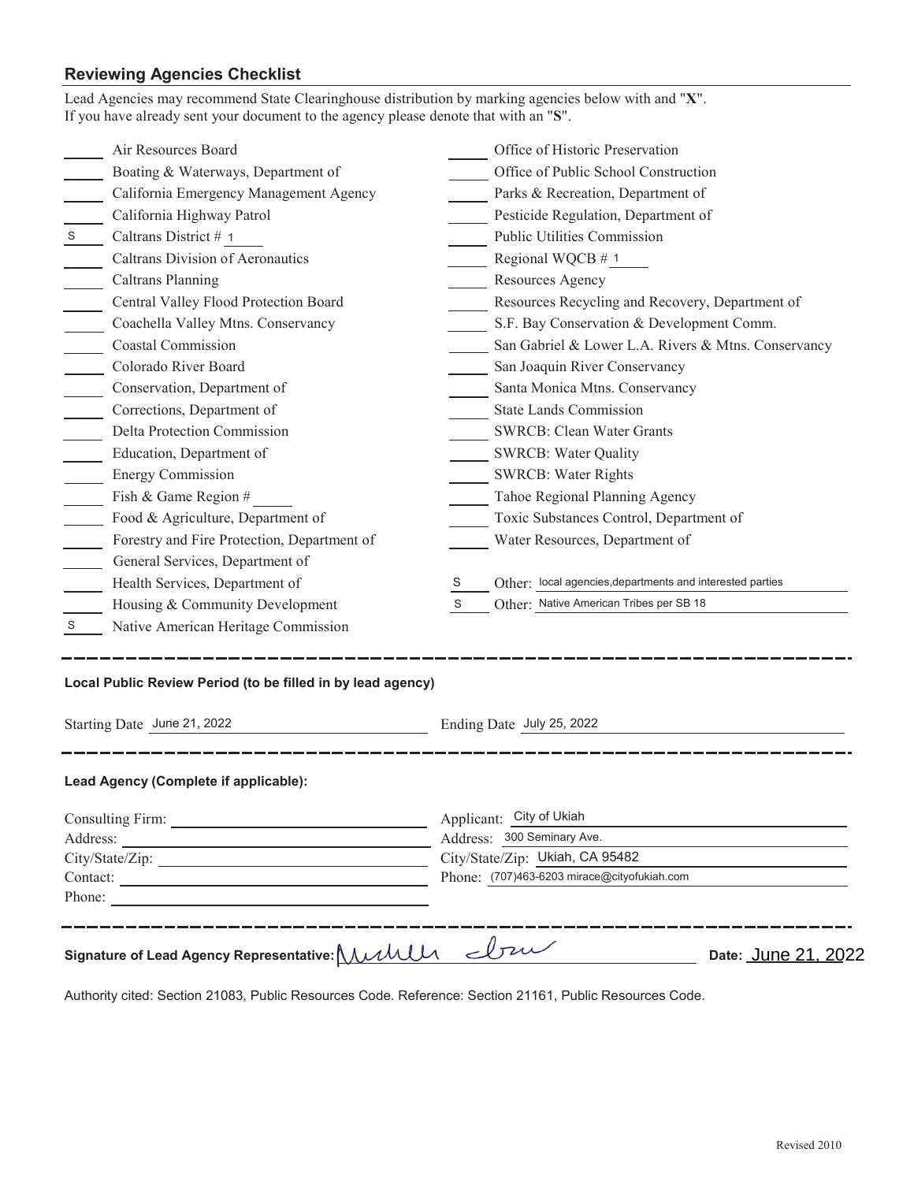## Reviewing Agencies Checklist

Lead Agencies may recommend State Clearinghouse distribution by marking agencies below with and "**X**".
If you have already sent your document to the agency please denote that with an "**S**".

| | | | |
|---|---|---|---|
| | Air Resources Board | | Office of Historic Preservation |
| | Boating & Waterways, Department of | | Office of Public School Construction |
| | California Emergency Management Agency | | Parks & Recreation, Department of |
| | California Highway Patrol | | Pesticide Regulation, Department of |
| S | Caltrans District # 1 | | Public Utilities Commission |
| | Caltrans Division of Aeronautics | | Regional WQCB # 1 |
| | Caltrans Planning | | Resources Agency |
| | Central Valley Flood Protection Board | | Resources Recycling and Recovery, Department of |
| | Coachella Valley Mtns. Conservancy | | S.F. Bay Conservation & Development Comm. |
| | Coastal Commission | | San Gabriel & Lower L.A. Rivers & Mtns. Conservancy |
| | Colorado River Board | | San Joaquin River Conservancy |
| | Conservation, Department of | | Santa Monica Mtns. Conservancy |
| | Corrections, Department of | | State Lands Commission |
| | Delta Protection Commission | | SWRCB: Clean Water Grants |
| | Education, Department of | | SWRCB: Water Quality |
| | Energy Commission | | SWRCB: Water Rights |
| | Fish & Game Region # | | Tahoe Regional Planning Agency |
| | Food & Agriculture, Department of | | Toxic Substances Control, Department of |
| | Forestry and Fire Protection, Department of | | Water Resources, Department of |
| | General Services, Department of | | |
| | Health Services, Department of | S | Other: local agencies,departments and interested parties |
| | Housing & Community Development | S | Other: Native American Tribes per SB 18 |
| S | Native American Heritage Commission | | |

---

**Local Public Review Period (to be filled in by lead agency)**

Starting Date June 21, 2022

Ending Date July 25, 2022

---

**Lead Agency (Complete if applicable):**

Consulting Firm:
Address:
City/State/Zip:
Contact:
Phone:

Applicant: City of Ukiah
Address: 300 Seminary Ave.
City/State/Zip: Ukiah, CA 95482
Phone: (707)463-6203 mirace@cityofukiah.com

---

**Signature of Lead Agency Representative:** Michelle Irace

**Date:** June 21, 2022

Authority cited: Section 21083, Public Resources Code. Reference: Section 21161, Public Resources Code.

Revised 2010